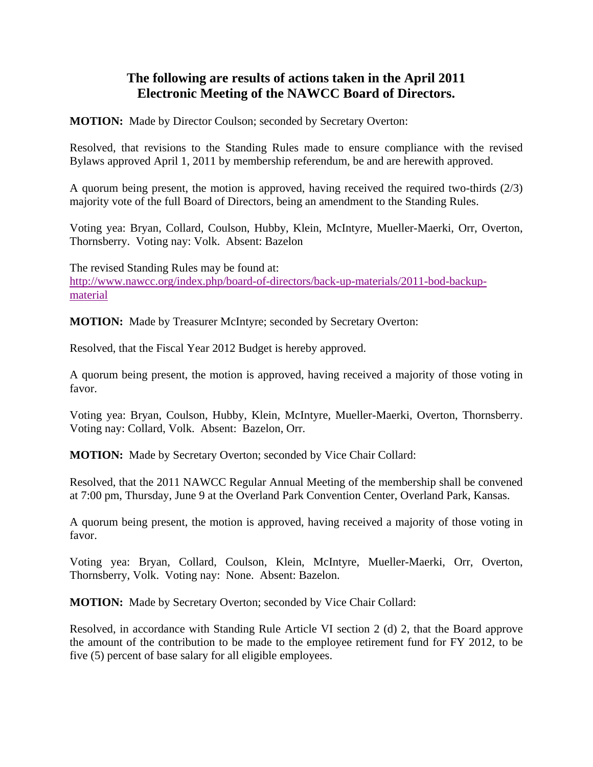# The following are results of actions taken in the April 2011 Electronic Meeting of the NAWCC Board of Directors.

**MOTION:** Made by Director Coulson; seconded by Secretary Overton:

Resolved, that revisions to the Standing Rules made to ensure compliance with the revised Bylaws approved April 1, 2011 by membership referendum, be and are herewith approved.

A quorum being present, the motion is approved, having received the required two-thirds (2/3) majority vote of the full Board of Directors, being an amendment to the Standing Rules.

Voting yea: Bryan, Collard, Coulson, Hubby, Klein, McIntyre, Mueller-Maerki, Orr, Overton, Thornsberry. Voting nay: Volk. Absent: Bazelon

The revised Standing Rules may be found at:
[http://www.nawcc.org/index.php/board-of-directors/back-up-materials/2011-bod-backup-material](http://www.nawcc.org/index.php/board-of-directors/back-up-materials/2011-bod-backup-material)

**MOTION:** Made by Treasurer McIntyre; seconded by Secretary Overton:

Resolved, that the Fiscal Year 2012 Budget is hereby approved.

A quorum being present, the motion is approved, having received a majority of those voting in favor.

Voting yea: Bryan, Coulson, Hubby, Klein, McIntyre, Mueller-Maerki, Overton, Thornsberry. Voting nay: Collard, Volk. Absent: Bazelon, Orr.

**MOTION:** Made by Secretary Overton; seconded by Vice Chair Collard:

Resolved, that the 2011 NAWCC Regular Annual Meeting of the membership shall be convened at 7:00 pm, Thursday, June 9 at the Overland Park Convention Center, Overland Park, Kansas.

A quorum being present, the motion is approved, having received a majority of those voting in favor.

Voting yea: Bryan, Collard, Coulson, Klein, McIntyre, Mueller-Maerki, Orr, Overton, Thornsberry, Volk. Voting nay: None. Absent: Bazelon.

**MOTION:** Made by Secretary Overton; seconded by Vice Chair Collard:

Resolved, in accordance with Standing Rule Article VI section 2 (d) 2, that the Board approve the amount of the contribution to be made to the employee retirement fund for FY 2012, to be five (5) percent of base salary for all eligible employees.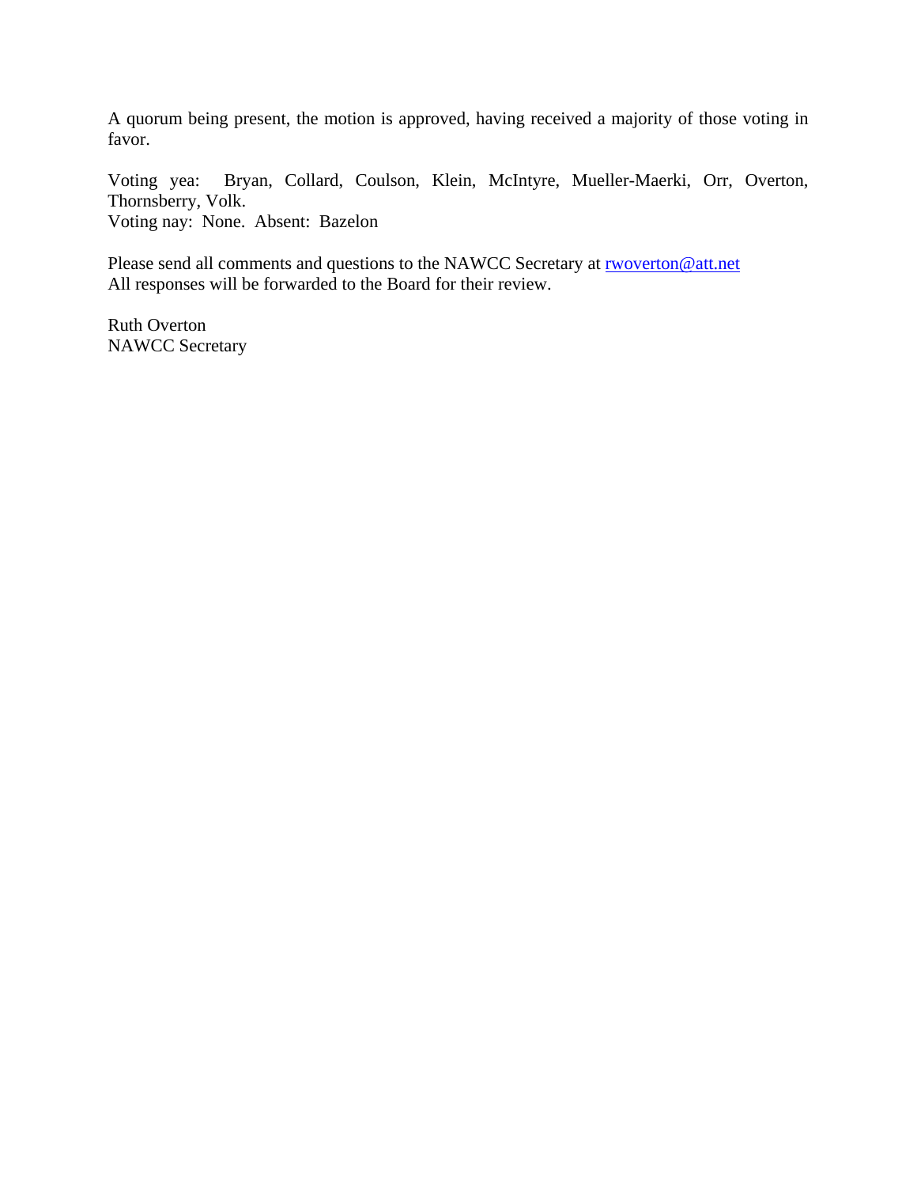A quorum being present, the motion is approved, having received a majority of those voting in favor.

Voting yea: Bryan, Collard, Coulson, Klein, McIntyre, Mueller-Maerki, Orr, Overton, Thornsberry, Volk.
Voting nay: None. Absent: Bazelon

Please send all comments and questions to the NAWCC Secretary at rwoverton@att.net
All responses will be forwarded to the Board for their review.

Ruth Overton
NAWCC Secretary